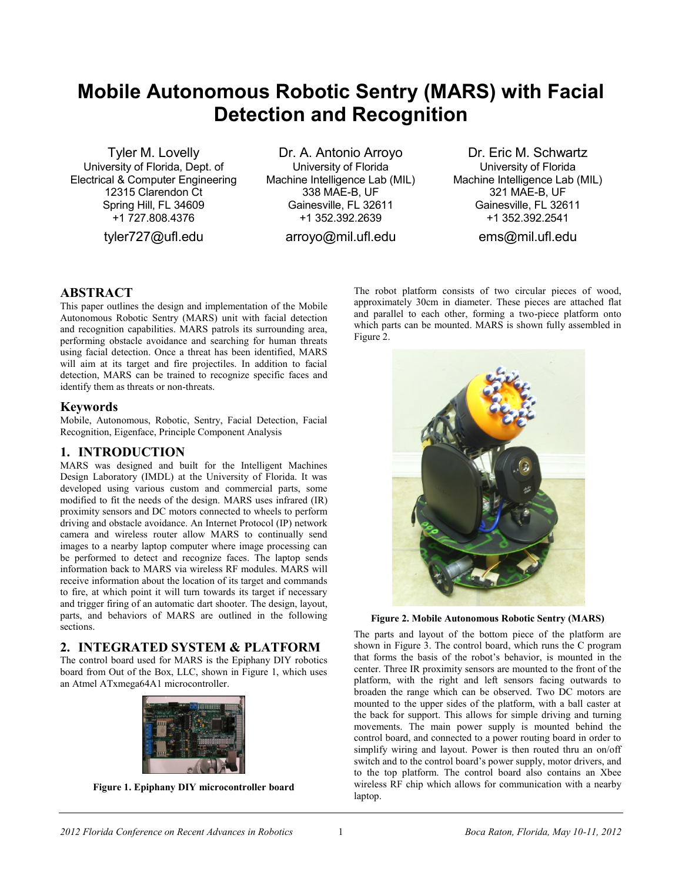# Mobile Autonomous Robotic Sentry (MARS) with Facial Detection and Recognition

Tyler M. Lovelly
University of Florida, Dept. of Electrical & Computer Engineering
12315 Clarendon Ct
Spring Hill, FL 34609
+1 727.808.4376
tyler727@ufl.edu

Dr. A. Antonio Arroyo
University of Florida
Machine Intelligence Lab (MIL)
338 MAE-B, UF
Gainesville, FL 32611
+1 352.392.2639
arroyo@mil.ufl.edu

Dr. Eric M. Schwartz
University of Florida
Machine Intelligence Lab (MIL)
321 MAE-B, UF
Gainesville, FL 32611
+1 352.392.2541
ems@mil.ufl.edu

## ABSTRACT

This paper outlines the design and implementation of the Mobile Autonomous Robotic Sentry (MARS) unit with facial detection and recognition capabilities. MARS patrols its surrounding area, performing obstacle avoidance and searching for human threats using facial detection. Once a threat has been identified, MARS will aim at its target and fire projectiles. In addition to facial detection, MARS can be trained to recognize specific faces and identify them as threats or non-threats.

## Keywords

Mobile, Autonomous, Robotic, Sentry, Facial Detection, Facial Recognition, Eigenface, Principle Component Analysis

## 1. INTRODUCTION

MARS was designed and built for the Intelligent Machines Design Laboratory (IMDL) at the University of Florida. It was developed using various custom and commercial parts, some modified to fit the needs of the design. MARS uses infrared (IR) proximity sensors and DC motors connected to wheels to perform driving and obstacle avoidance. An Internet Protocol (IP) network camera and wireless router allow MARS to continually send images to a nearby laptop computer where image processing can be performed to detect and recognize faces. The laptop sends information back to MARS via wireless RF modules. MARS will receive information about the location of its target and commands to fire, at which point it will turn towards its target if necessary and trigger firing of an automatic dart shooter. The design, layout, parts, and behaviors of MARS are outlined in the following sections.

## 2. INTEGRATED SYSTEM & PLATFORM

The control board used for MARS is the Epiphany DIY robotics board from Out of the Box, LLC, shown in Figure 1, which uses an Atmel ATxmega64A1 microcontroller.

**Figure 1. Epiphany DIY microcontroller board**

The robot platform consists of two circular pieces of wood, approximately 30cm in diameter. These pieces are attached flat and parallel to each other, forming a two-piece platform onto which parts can be mounted. MARS is shown fully assembled in Figure 2.

**Figure 2. Mobile Autonomous Robotic Sentry (MARS)**

The parts and layout of the bottom piece of the platform are shown in Figure 3. The control board, which runs the C program that forms the basis of the robot's behavior, is mounted in the center. Three IR proximity sensors are mounted to the front of the platform, with the right and left sensors facing outwards to broaden the range which can be observed. Two DC motors are mounted to the upper sides of the platform, with a ball caster at the back for support. This allows for simple driving and turning movements. The main power supply is mounted behind the control board, and connected to a power routing board in order to simplify wiring and layout. Power is then routed thru an on/off switch and to the control board's power supply, motor drivers, and to the top platform. The control board also contains an Xbee wireless RF chip which allows for communication with a nearby laptop.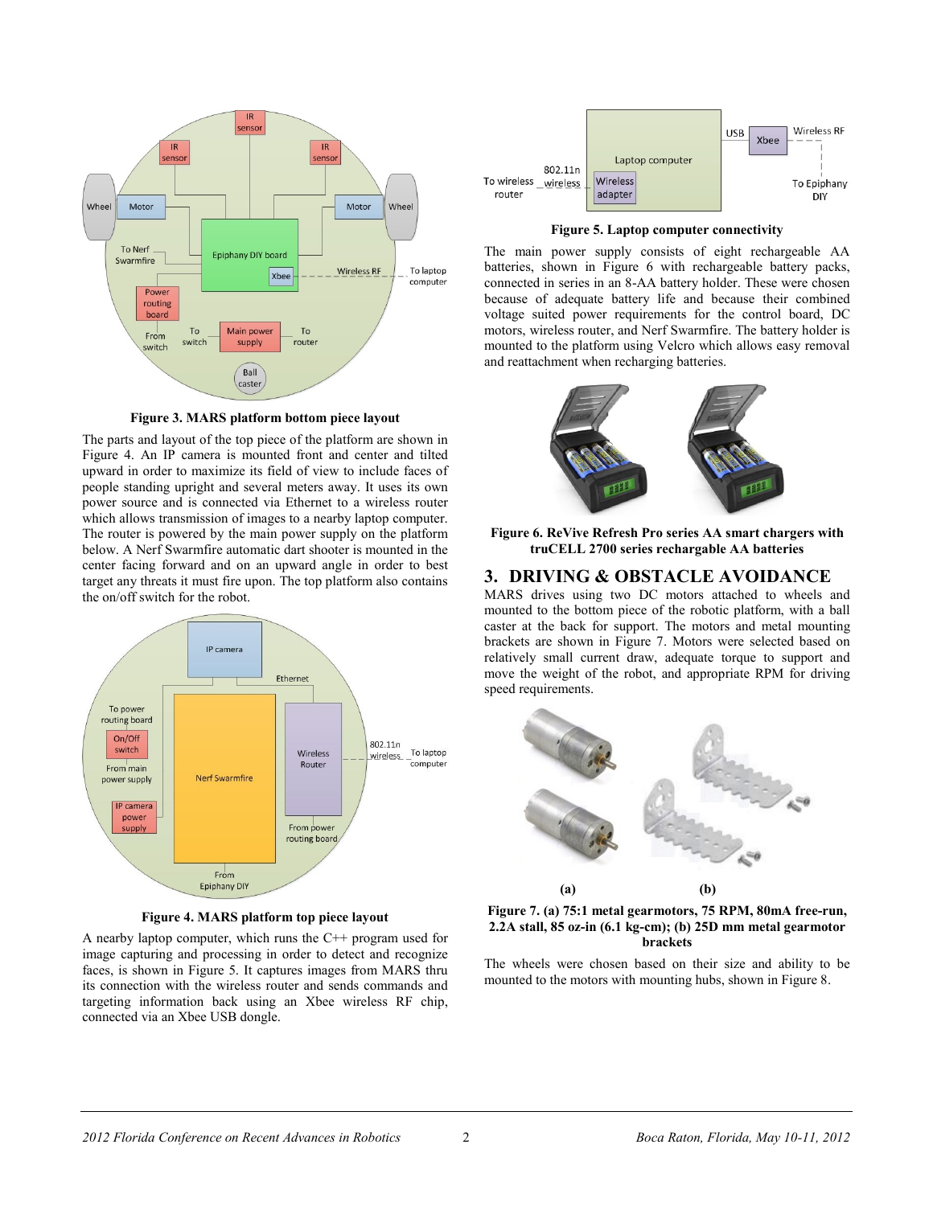Figure 3. MARS platform bottom piece layout

The parts and layout of the top piece of the platform are shown in Figure 4. An IP camera is mounted front and center and tilted upward in order to maximize its field of view to include faces of people standing upright and several meters away. It uses its own power source and is connected via Ethernet to a wireless router which allows transmission of images to a nearby laptop computer. The router is powered by the main power supply on the platform below. A Nerf Swarmfire automatic dart shooter is mounted in the center facing forward and on an upward angle in order to best target any threats it must fire upon. The top platform also contains the on/off switch for the robot.

Figure 4. MARS platform top piece layout

A nearby laptop computer, which runs the C++ program used for image capturing and processing in order to detect and recognize faces, is shown in Figure 5. It captures images from MARS thru its connection with the wireless router and sends commands and targeting information back using an Xbee wireless RF chip, connected via an Xbee USB dongle.

Figure 5. Laptop computer connectivity

The main power supply consists of eight rechargeable AA batteries, shown in Figure 6 with rechargeable battery packs, connected in series in an 8-AA battery holder. These were chosen because of adequate battery life and because their combined voltage suited power requirements for the control board, DC motors, wireless router, and Nerf Swarmfire. The battery holder is mounted to the platform using Velcro which allows easy removal and reattachment when recharging batteries.

Figure 6. ReVive Refresh Pro series AA smart chargers with truCELL 2700 series rechargable AA batteries

## 3. DRIVING & OBSTACLE AVOIDANCE

MARS drives using two DC motors attached to wheels and mounted to the bottom piece of the robotic platform, with a ball caster at the back for support. The motors and metal mounting brackets are shown in Figure 7. Motors were selected based on relatively small current draw, adequate torque to support and move the weight of the robot, and appropriate RPM for driving speed requirements.

Figure 7. (a) 75:1 metal gearmotors, 75 RPM, 80mA free-run, 2.2A stall, 85 oz-in (6.1 kg-cm); (b) 25D mm metal gearmotor brackets

The wheels were chosen based on their size and ability to be mounted to the motors with mounting hubs, shown in Figure 8.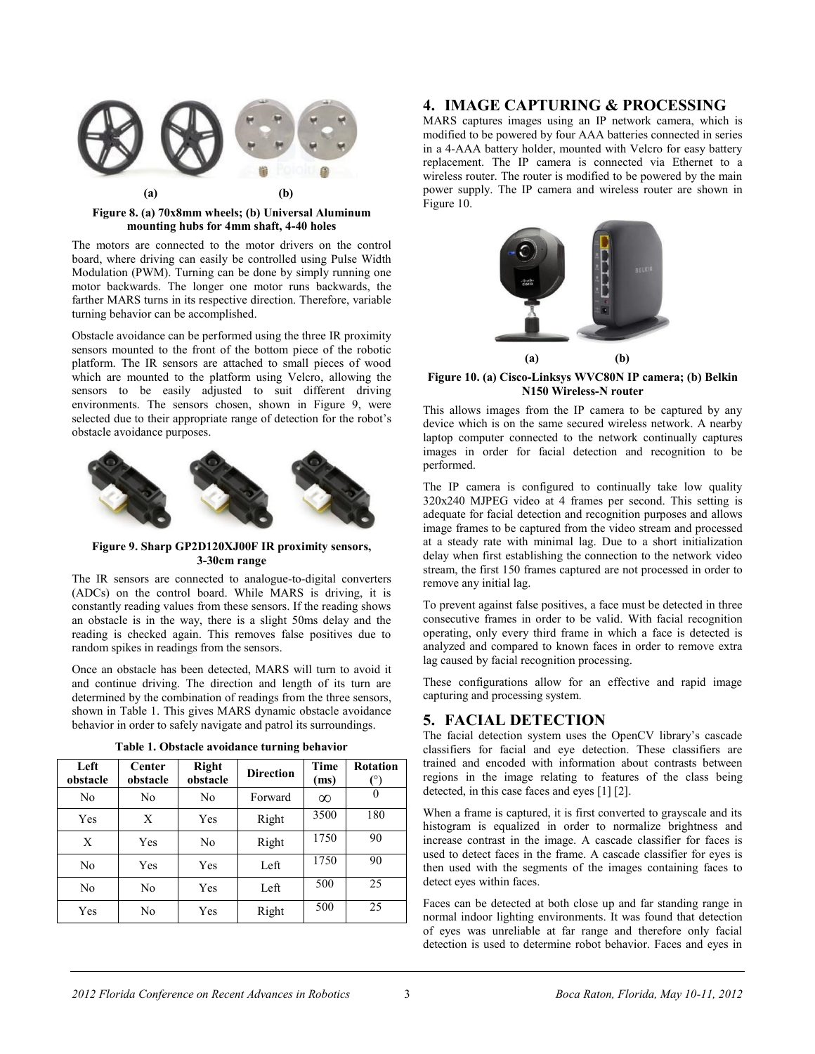(a) (b)

**Figure 8. (a) 70x8mm wheels; (b) Universal Aluminum mounting hubs for 4mm shaft, 4-40 holes**

The motors are connected to the motor drivers on the control board, where driving can easily be controlled using Pulse Width Modulation (PWM). Turning can be done by simply running one motor backwards. The longer one motor runs backwards, the farther MARS turns in its respective direction. Therefore, variable turning behavior can be accomplished.

Obstacle avoidance can be performed using the three IR proximity sensors mounted to the front of the bottom piece of the robotic platform. The IR sensors are attached to small pieces of wood which are mounted to the platform using Velcro, allowing the sensors to be easily adjusted to suit different driving environments. The sensors chosen, shown in Figure 9, were selected due to their appropriate range of detection for the robot's obstacle avoidance purposes.

**Figure 9. Sharp GP2D120XJ00F IR proximity sensors, 3-30cm range**

The IR sensors are connected to analogue-to-digital converters (ADCs) on the control board. While MARS is driving, it is constantly reading values from these sensors. If the reading shows an obstacle is in the way, there is a slight 50ms delay and the reading is checked again. This removes false positives due to random spikes in readings from the sensors.

Once an obstacle has been detected, MARS will turn to avoid it and continue driving. The direction and length of its turn are determined by the combination of readings from the three sensors, shown in Table 1. This gives MARS dynamic obstacle avoidance behavior in order to safely navigate and patrol its surroundings.

**Table 1. Obstacle avoidance turning behavior**

| Left obstacle | Center obstacle | Right obstacle | Direction | Time (ms) | Rotation (°) |
|---|---|---|---|---|---|
| No | No | No | Forward | $\infty$ | 0 |
| Yes | X | Yes | Right | 3500 | 180 |
| X | Yes | No | Right | 1750 | 90 |
| No | Yes | Yes | Left | 1750 | 90 |
| No | No | Yes | Left | 500 | 25 |
| Yes | No | Yes | Right | 500 | 25 |

## 4. IMAGE CAPTURING & PROCESSING

MARS captures images using an IP network camera, which is modified to be powered by four AAA batteries connected in series in a 4-AAA battery holder, mounted with Velcro for easy battery replacement. The IP camera is connected via Ethernet to a wireless router. The router is modified to be powered by the main power supply. The IP camera and wireless router are shown in Figure 10.

(a) (b)

**Figure 10. (a) Cisco-Linksys WVC80N IP camera; (b) Belkin N150 Wireless-N router**

This allows images from the IP camera to be captured by any device which is on the same secured wireless network. A nearby laptop computer connected to the network continually captures images in order for facial detection and recognition to be performed.

The IP camera is configured to continually take low quality 320x240 MJPEG video at 4 frames per second. This setting is adequate for facial detection and recognition purposes and allows image frames to be captured from the video stream and processed at a steady rate with minimal lag. Due to a short initialization delay when first establishing the connection to the network video stream, the first 150 frames captured are not processed in order to remove any initial lag.

To prevent against false positives, a face must be detected in three consecutive frames in order to be valid. With facial recognition operating, only every third frame in which a face is detected is analyzed and compared to known faces in order to remove extra lag caused by facial recognition processing.

These configurations allow for an effective and rapid image capturing and processing system.

## 5. FACIAL DETECTION

The facial detection system uses the OpenCV library's cascade classifiers for facial and eye detection. These classifiers are trained and encoded with information about contrasts between regions in the image relating to features of the class being detected, in this case faces and eyes [1] [2].

When a frame is captured, it is first converted to grayscale and its histogram is equalized in order to normalize brightness and increase contrast in the image. A cascade classifier for faces is used to detect faces in the frame. A cascade classifier for eyes is then used with the segments of the images containing faces to detect eyes within faces.

Faces can be detected at both close up and far standing range in normal indoor lighting environments. It was found that detection of eyes was unreliable at far range and therefore only facial detection is used to determine robot behavior. Faces and eyes in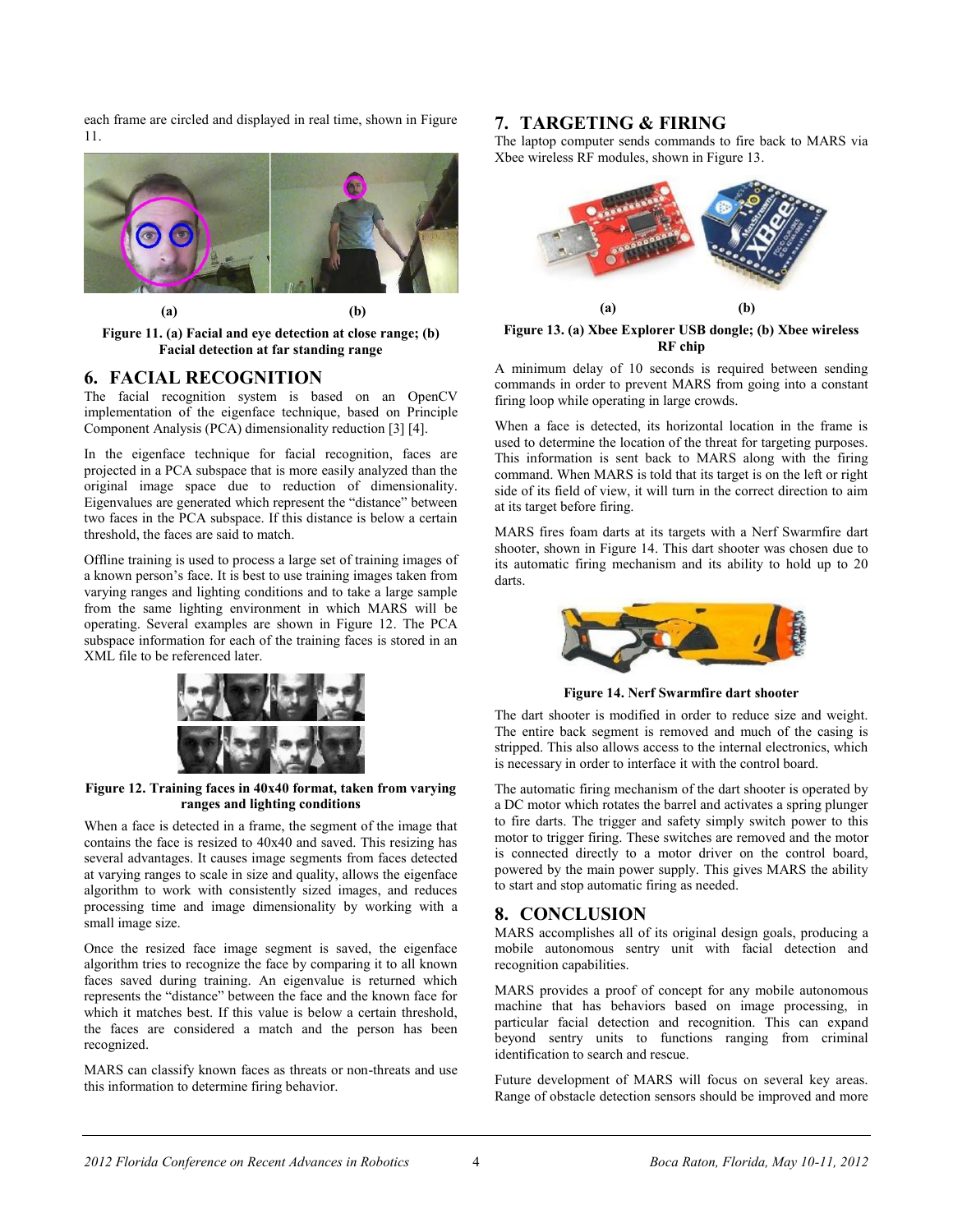each frame are circled and displayed in real time, shown in Figure 11.

**(a)** **(b)**

**Figure 11. (a) Facial and eye detection at close range; (b) Facial detection at far standing range**

## 6. FACIAL RECOGNITION

The facial recognition system is based on an OpenCV implementation of the eigenface technique, based on Principle Component Analysis (PCA) dimensionality reduction [3] [4].

In the eigenface technique for facial recognition, faces are projected in a PCA subspace that is more easily analyzed than the original image space due to reduction of dimensionality. Eigenvalues are generated which represent the "distance" between two faces in the PCA subspace. If this distance is below a certain threshold, the faces are said to match.

Offline training is used to process a large set of training images of a known person's face. It is best to use training images taken from varying ranges and lighting conditions and to take a large sample from the same lighting environment in which MARS will be operating. Several examples are shown in Figure 12. The PCA subspace information for each of the training faces is stored in an XML file to be referenced later.

**Figure 12. Training faces in 40x40 format, taken from varying ranges and lighting conditions**

When a face is detected in a frame, the segment of the image that contains the face is resized to 40x40 and saved. This resizing has several advantages. It causes image segments from faces detected at varying ranges to scale in size and quality, allows the eigenface algorithm to work with consistently sized images, and reduces processing time and image dimensionality by working with a small image size.

Once the resized face image segment is saved, the eigenface algorithm tries to recognize the face by comparing it to all known faces saved during training. An eigenvalue is returned which represents the "distance" between the face and the known face for which it matches best. If this value is below a certain threshold, the faces are considered a match and the person has been recognized.

MARS can classify known faces as threats or non-threats and use this information to determine firing behavior.

## 7. TARGETING & FIRING

The laptop computer sends commands to fire back to MARS via Xbee wireless RF modules, shown in Figure 13.

**(a)** **(b)**

**Figure 13. (a) Xbee Explorer USB dongle; (b) Xbee wireless RF chip**

A minimum delay of 10 seconds is required between sending commands in order to prevent MARS from going into a constant firing loop while operating in large crowds.

When a face is detected, its horizontal location in the frame is used to determine the location of the threat for targeting purposes. This information is sent back to MARS along with the firing command. When MARS is told that its target is on the left or right side of its field of view, it will turn in the correct direction to aim at its target before firing.

MARS fires foam darts at its targets with a Nerf Swarmfire dart shooter, shown in Figure 14. This dart shooter was chosen due to its automatic firing mechanism and its ability to hold up to 20 darts.

**Figure 14. Nerf Swarmfire dart shooter**

The dart shooter is modified in order to reduce size and weight. The entire back segment is removed and much of the casing is stripped. This also allows access to the internal electronics, which is necessary in order to interface it with the control board.

The automatic firing mechanism of the dart shooter is operated by a DC motor which rotates the barrel and activates a spring plunger to fire darts. The trigger and safety simply switch power to this motor to trigger firing. These switches are removed and the motor is connected directly to a motor driver on the control board, powered by the main power supply. This gives MARS the ability to start and stop automatic firing as needed.

## 8. CONCLUSION

MARS accomplishes all of its original design goals, producing a mobile autonomous sentry unit with facial detection and recognition capabilities.

MARS provides a proof of concept for any mobile autonomous machine that has behaviors based on image processing, in particular facial detection and recognition. This can expand beyond sentry units to functions ranging from criminal identification to search and rescue.

Future development of MARS will focus on several key areas. Range of obstacle detection sensors should be improved and more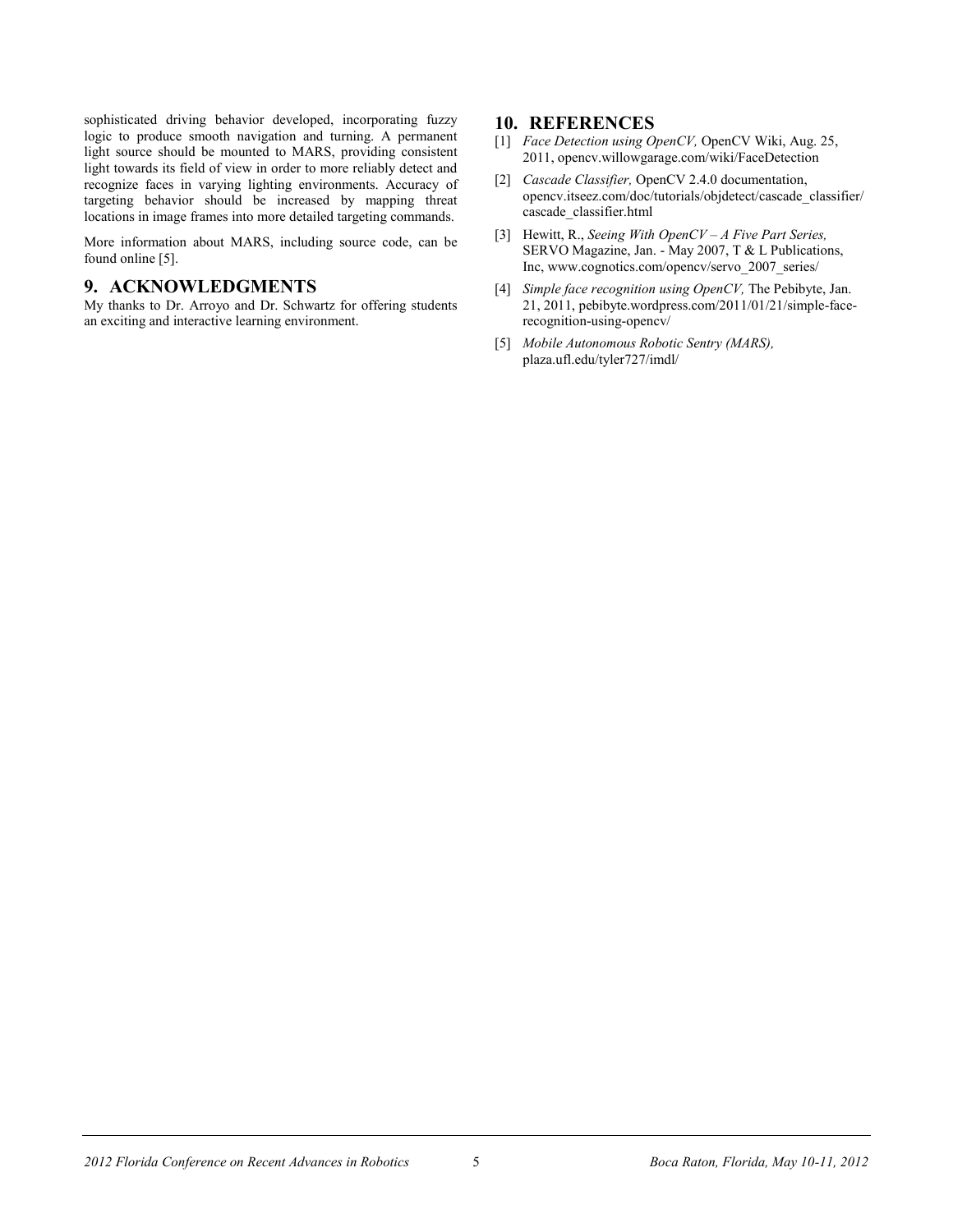sophisticated driving behavior developed, incorporating fuzzy logic to produce smooth navigation and turning. A permanent light source should be mounted to MARS, providing consistent light towards its field of view in order to more reliably detect and recognize faces in varying lighting environments. Accuracy of targeting behavior should be increased by mapping threat locations in image frames into more detailed targeting commands.

More information about MARS, including source code, can be found online [5].

## 9. ACKNOWLEDGMENTS

My thanks to Dr. Arroyo and Dr. Schwartz for offering students an exciting and interactive learning environment.

## 10. REFERENCES

[1] *Face Detection using OpenCV,* OpenCV Wiki, Aug. 25, 2011, opencv.willowgarage.com/wiki/FaceDetection

[2] *Cascade Classifier,* OpenCV 2.4.0 documentation, opencv.itseez.com/doc/tutorials/objdetect/cascade_classifier/cascade_classifier.html

[3] Hewitt, R., *Seeing With OpenCV – A Five Part Series,* SERVO Magazine, Jan. - May 2007, T & L Publications, Inc, www.cognotics.com/opencv/servo_2007_series/

[4] *Simple face recognition using OpenCV,* The Pebibyte, Jan. 21, 2011, pebibyte.wordpress.com/2011/01/21/simple-face-recognition-using-opencv/

[5] *Mobile Autonomous Robotic Sentry (MARS),* plaza.ufl.edu/tyler727/imdl/